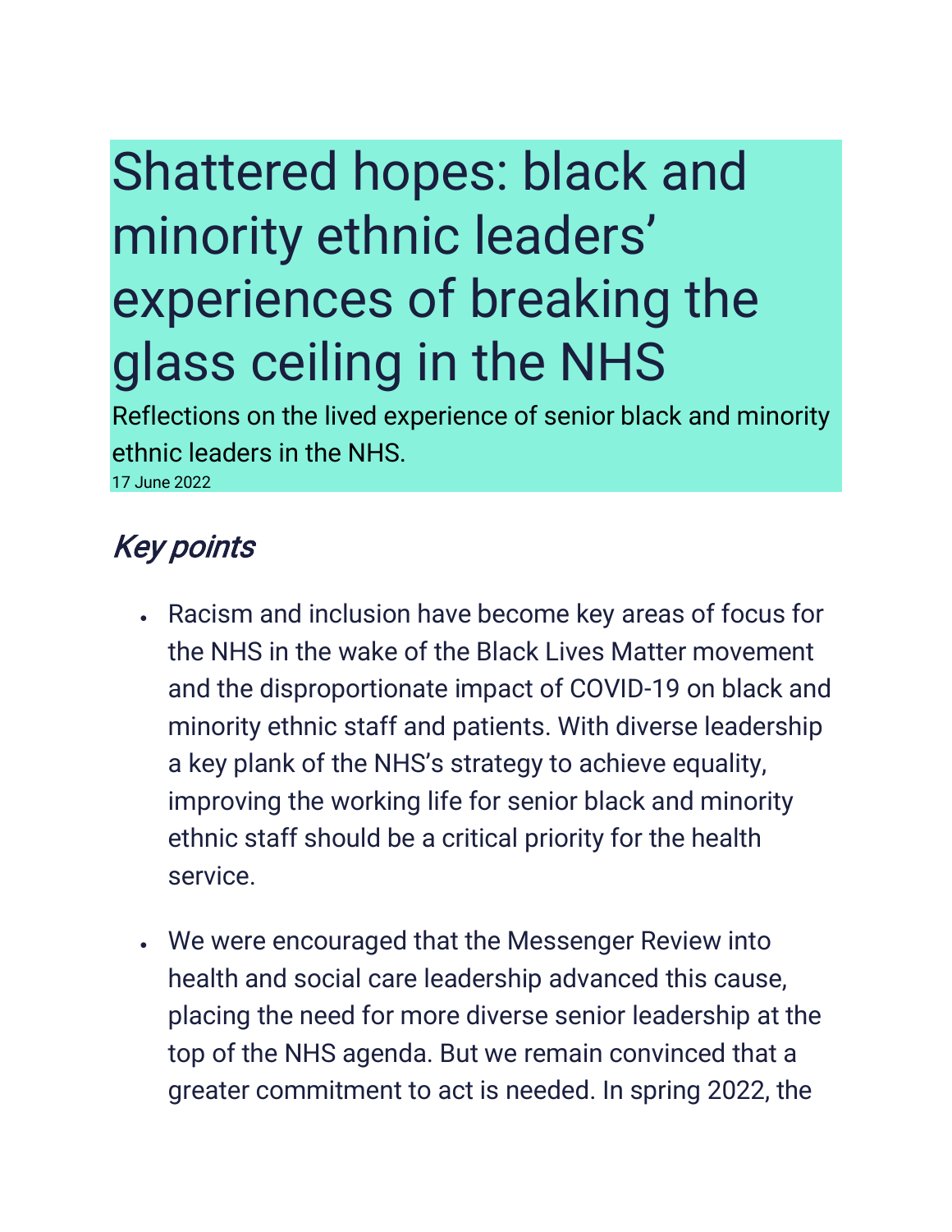# Shattered hopes: black and minority ethnic leaders' experiences of breaking the glass ceiling in the NHS

Reflections on the lived experience of senior black and minority ethnic leaders in the NHS.

17 June 2022

## *Key points*

- Racism and inclusion have become key areas of focus for the NHS in the wake of the Black Lives Matter movement and the disproportionate impact of COVID-19 on black and minority ethnic staff and patients. With diverse leadership a key plank of the NHS's strategy to achieve equality, improving the working life for senior black and minority ethnic staff should be a critical priority for the health service.
- We were encouraged that the Messenger Review into health and social care leadership advanced this cause, placing the need for more diverse senior leadership at the top of the NHS agenda. But we remain convinced that a greater commitment to act is needed. In spring 2022, the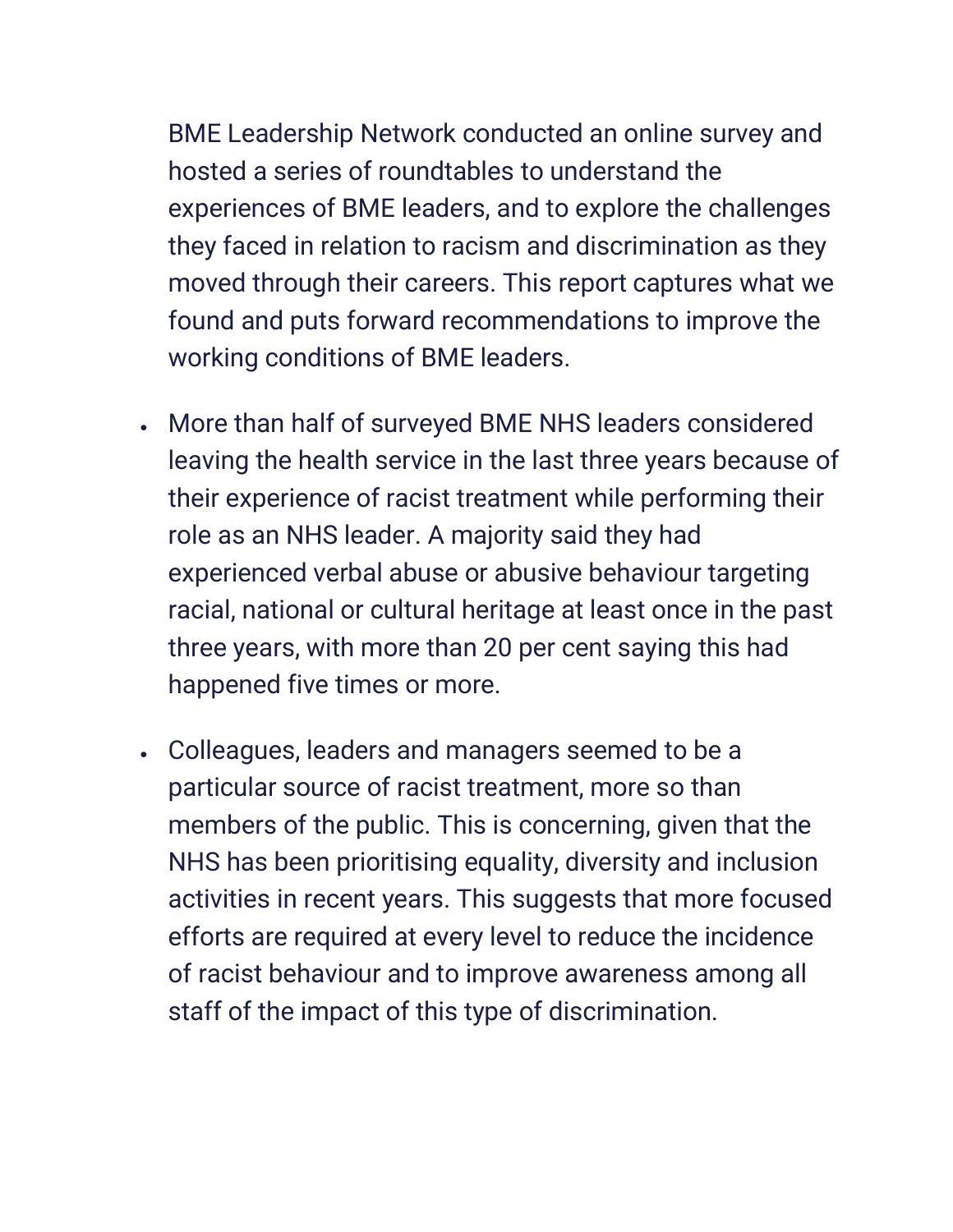BME Leadership Network conducted an online survey and hosted a series of roundtables to understand the experiences of BME leaders, and to explore the challenges they faced in relation to racism and discrimination as they moved through their careers. This report captures what we found and puts forward recommendations to improve the working conditions of BME leaders.

- More than half of surveyed BME NHS leaders considered leaving the health service in the last three years because of their experience of racist treatment while performing their role as an NHS leader. A majority said they had experienced verbal abuse or abusive behaviour targeting racial, national or cultural heritage at least once in the past three years, with more than 20 per cent saying this had happened five times or more.

- Colleagues, leaders and managers seemed to be a particular source of racist treatment, more so than members of the public. This is concerning, given that the NHS has been prioritising equality, diversity and inclusion activities in recent years. This suggests that more focused efforts are required at every level to reduce the incidence of racist behaviour and to improve awareness among all staff of the impact of this type of discrimination.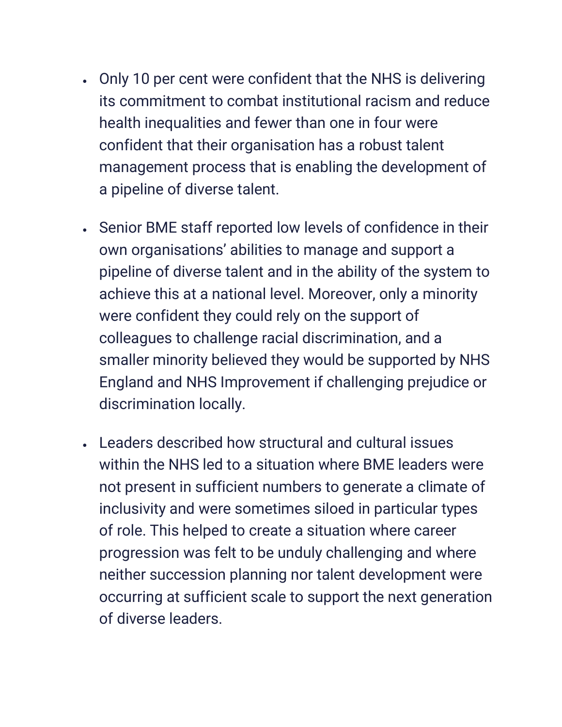- Only 10 per cent were confident that the NHS is delivering its commitment to combat institutional racism and reduce health inequalities and fewer than one in four were confident that their organisation has a robust talent management process that is enabling the development of a pipeline of diverse talent.
- Senior BME staff reported low levels of confidence in their own organisations' abilities to manage and support a pipeline of diverse talent and in the ability of the system to achieve this at a national level. Moreover, only a minority were confident they could rely on the support of colleagues to challenge racial discrimination, and a smaller minority believed they would be supported by NHS England and NHS Improvement if challenging prejudice or discrimination locally.
- Leaders described how structural and cultural issues within the NHS led to a situation where BME leaders were not present in sufficient numbers to generate a climate of inclusivity and were sometimes siloed in particular types of role. This helped to create a situation where career progression was felt to be unduly challenging and where neither succession planning nor talent development were occurring at sufficient scale to support the next generation of diverse leaders.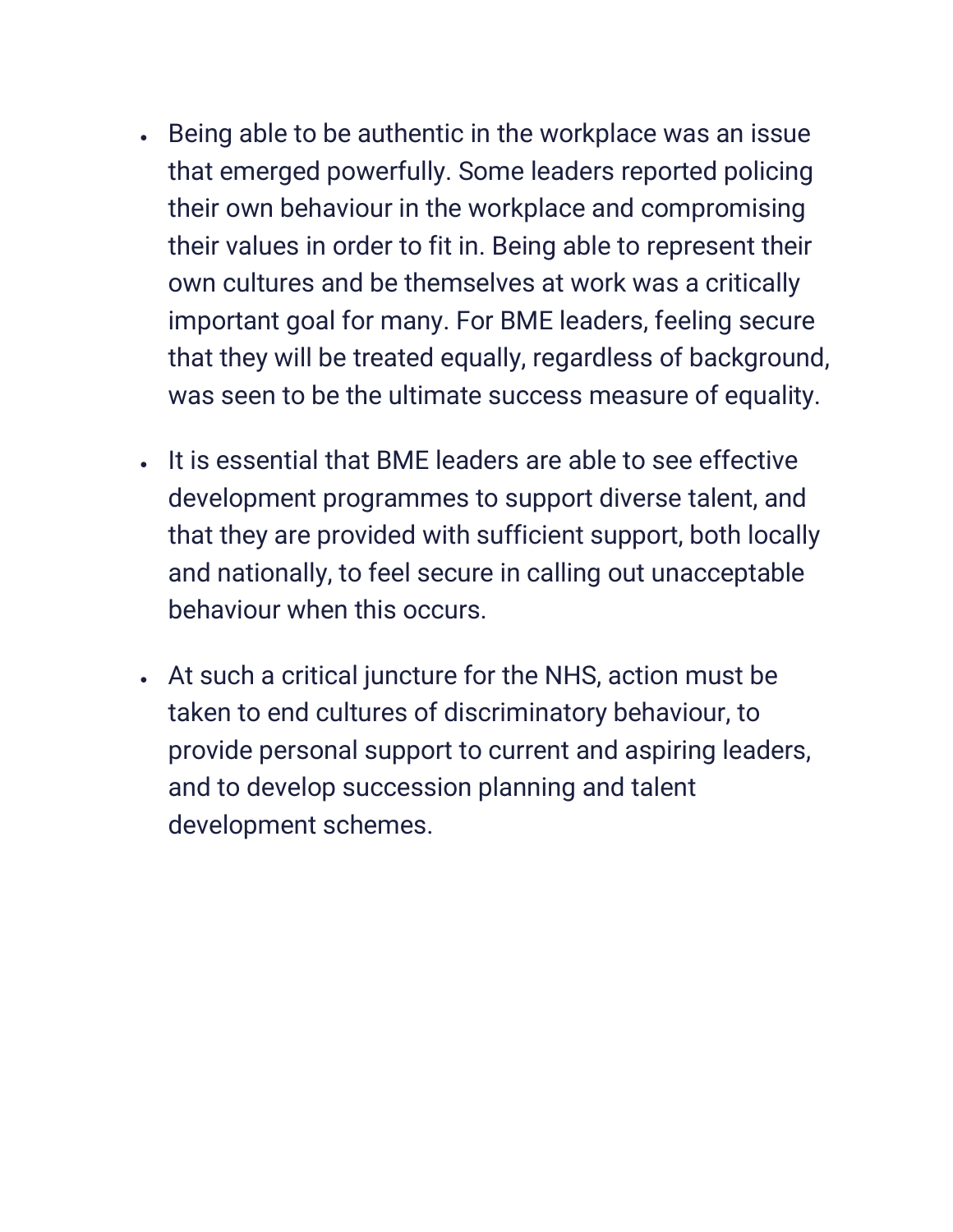- Being able to be authentic in the workplace was an issue that emerged powerfully. Some leaders reported policing their own behaviour in the workplace and compromising their values in order to fit in. Being able to represent their own cultures and be themselves at work was a critically important goal for many. For BME leaders, feeling secure that they will be treated equally, regardless of background, was seen to be the ultimate success measure of equality.

- It is essential that BME leaders are able to see effective development programmes to support diverse talent, and that they are provided with sufficient support, both locally and nationally, to feel secure in calling out unacceptable behaviour when this occurs.

- At such a critical juncture for the NHS, action must be taken to end cultures of discriminatory behaviour, to provide personal support to current and aspiring leaders, and to develop succession planning and talent development schemes.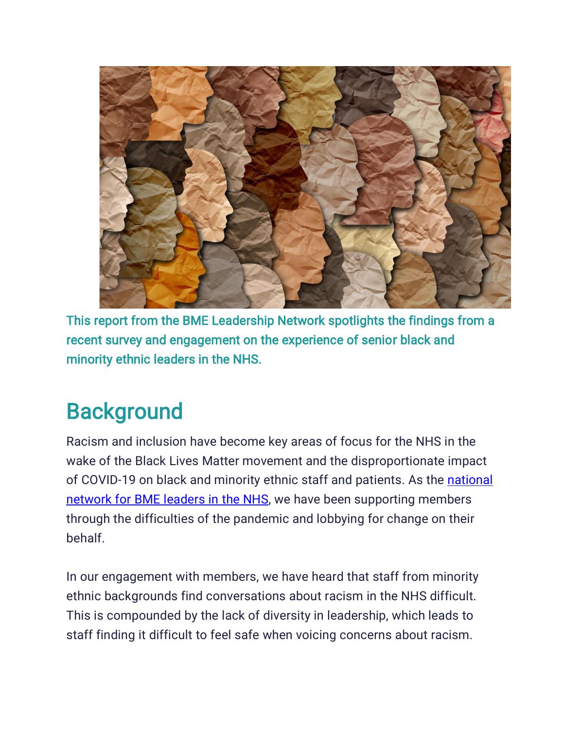This report from the BME Leadership Network spotlights the findings from a recent survey and engagement on the experience of senior black and minority ethnic leaders in the NHS.

## Background

Racism and inclusion have become key areas of focus for the NHS in the wake of the Black Lives Matter movement and the disproportionate impact of COVID-19 on black and minority ethnic staff and patients. As the [national network for BME leaders in the NHS](), we have been supporting members through the difficulties of the pandemic and lobbying for change on their behalf.

In our engagement with members, we have heard that staff from minority ethnic backgrounds find conversations about racism in the NHS difficult. This is compounded by the lack of diversity in leadership, which leads to staff finding it difficult to feel safe when voicing concerns about racism.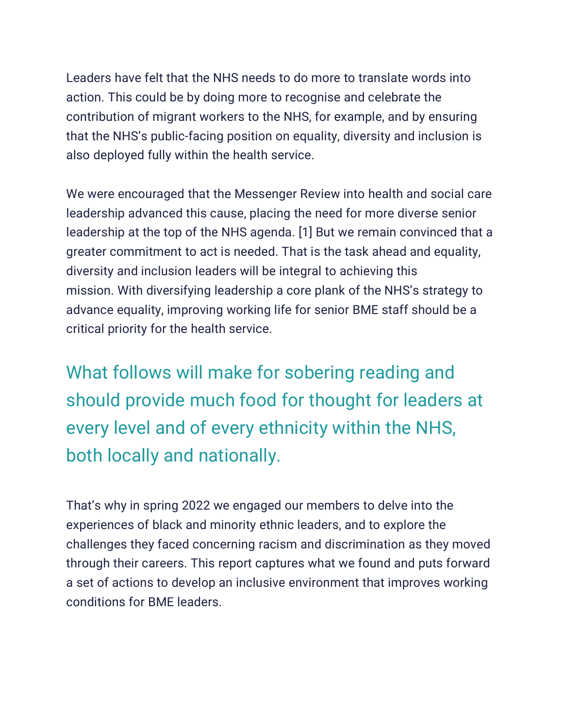Leaders have felt that the NHS needs to do more to translate words into action. This could be by doing more to recognise and celebrate the contribution of migrant workers to the NHS, for example, and by ensuring that the NHS's public-facing position on equality, diversity and inclusion is also deployed fully within the health service.

We were encouraged that the Messenger Review into health and social care leadership advanced this cause, placing the need for more diverse senior leadership at the top of the NHS agenda. [1] But we remain convinced that a greater commitment to act is needed. That is the task ahead and equality, diversity and inclusion leaders will be integral to achieving this mission. With diversifying leadership a core plank of the NHS's strategy to advance equality, improving working life for senior BME staff should be a critical priority for the health service.

> What follows will make for sobering reading and should provide much food for thought for leaders at every level and of every ethnicity within the NHS, both locally and nationally.

That's why in spring 2022 we engaged our members to delve into the experiences of black and minority ethnic leaders, and to explore the challenges they faced concerning racism and discrimination as they moved through their careers. This report captures what we found and puts forward a set of actions to develop an inclusive environment that improves working conditions for BME leaders.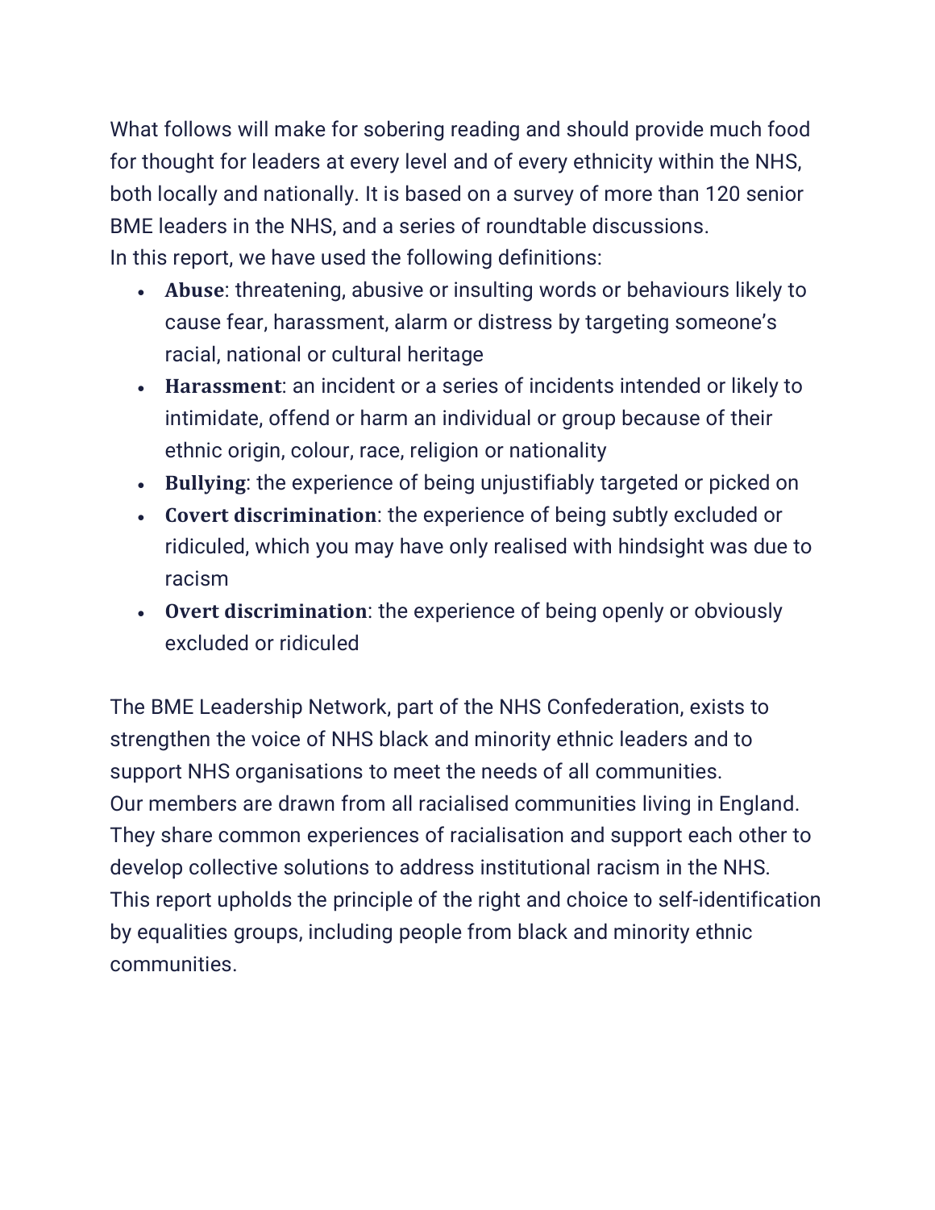What follows will make for sobering reading and should provide much food for thought for leaders at every level and of every ethnicity within the NHS, both locally and nationally. It is based on a survey of more than 120 senior BME leaders in the NHS, and a series of roundtable discussions.

In this report, we have used the following definitions:

- **Abuse**: threatening, abusive or insulting words or behaviours likely to cause fear, harassment, alarm or distress by targeting someone's racial, national or cultural heritage
- **Harassment**: an incident or a series of incidents intended or likely to intimidate, offend or harm an individual or group because of their ethnic origin, colour, race, religion or nationality
- **Bullying**: the experience of being unjustifiably targeted or picked on
- **Covert discrimination**: the experience of being subtly excluded or ridiculed, which you may have only realised with hindsight was due to racism
- **Overt discrimination**: the experience of being openly or obviously excluded or ridiculed

The BME Leadership Network, part of the NHS Confederation, exists to strengthen the voice of NHS black and minority ethnic leaders and to support NHS organisations to meet the needs of all communities.

Our members are drawn from all racialised communities living in England. They share common experiences of racialisation and support each other to develop collective solutions to address institutional racism in the NHS.

This report upholds the principle of the right and choice to self-identification by equalities groups, including people from black and minority ethnic communities.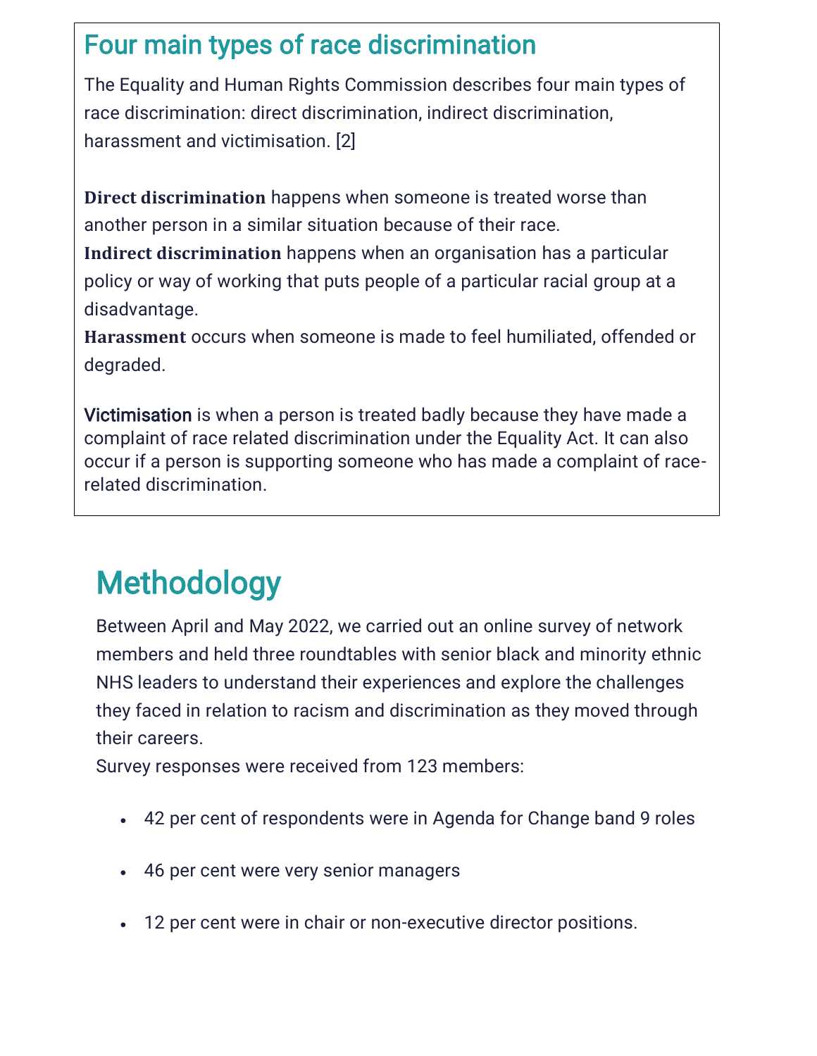## Four main types of race discrimination

The Equality and Human Rights Commission describes four main types of race discrimination: direct discrimination, indirect discrimination, harassment and victimisation. [2]

**Direct discrimination** happens when someone is treated worse than another person in a similar situation because of their race.
**Indirect discrimination** happens when an organisation has a particular policy or way of working that puts people of a particular racial group at a disadvantage.
**Harassment** occurs when someone is made to feel humiliated, offended or degraded.

**Victimisation** is when a person is treated badly because they have made a complaint of race related discrimination under the Equality Act. It can also occur if a person is supporting someone who has made a complaint of race-related discrimination.

# Methodology

Between April and May 2022, we carried out an online survey of network members and held three roundtables with senior black and minority ethnic NHS leaders to understand their experiences and explore the challenges they faced in relation to racism and discrimination as they moved through their careers.
Survey responses were received from 123 members:

- 42 per cent of respondents were in Agenda for Change band 9 roles
- 46 per cent were very senior managers
- 12 per cent were in chair or non-executive director positions.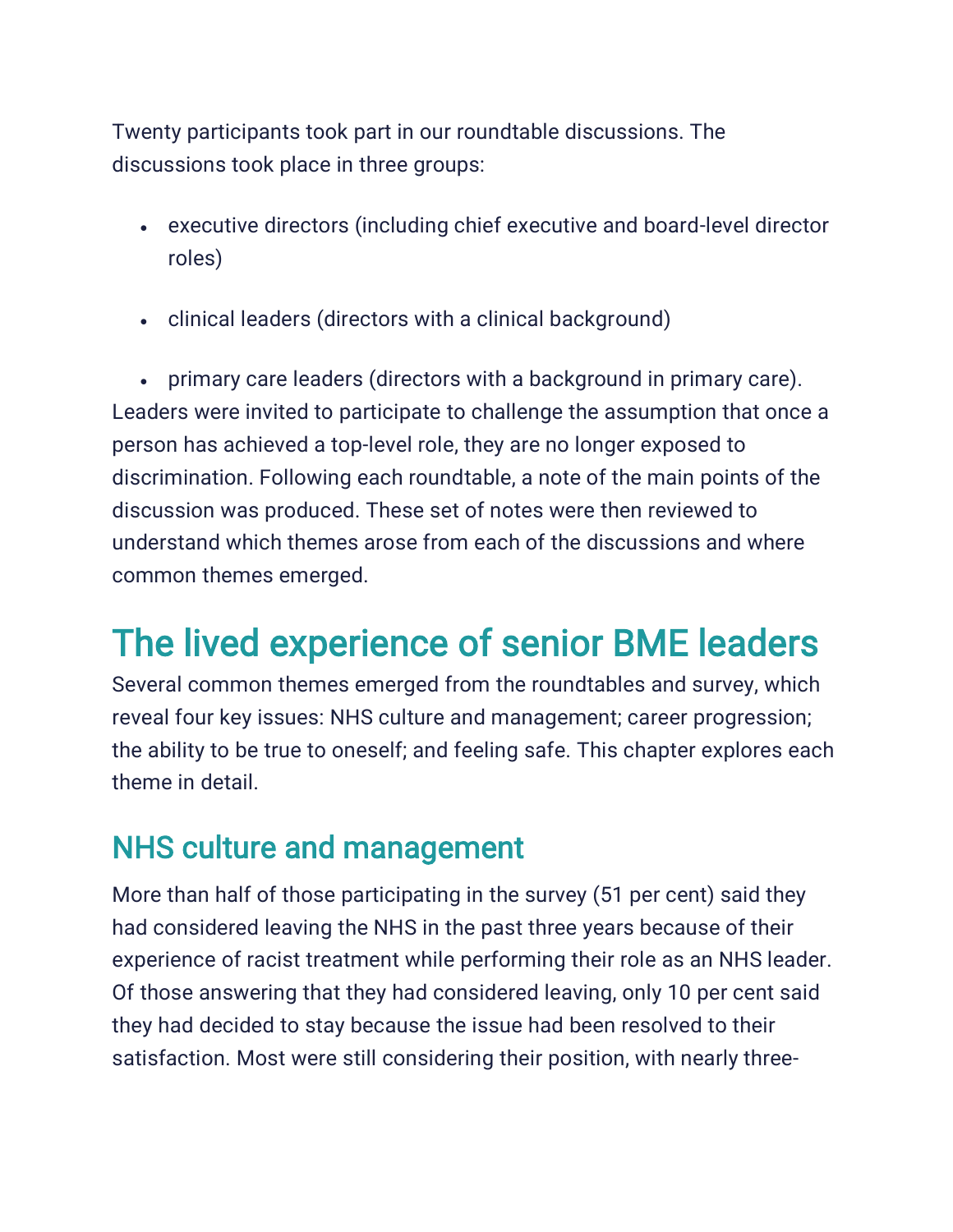Twenty participants took part in our roundtable discussions. The discussions took place in three groups:

- executive directors (including chief executive and board-level director roles)
- clinical leaders (directors with a clinical background)
- primary care leaders (directors with a background in primary care).

Leaders were invited to participate to challenge the assumption that once a person has achieved a top-level role, they are no longer exposed to discrimination. Following each roundtable, a note of the main points of the discussion was produced. These set of notes were then reviewed to understand which themes arose from each of the discussions and where common themes emerged.

# The lived experience of senior BME leaders

Several common themes emerged from the roundtables and survey, which reveal four key issues: NHS culture and management; career progression; the ability to be true to oneself; and feeling safe. This chapter explores each theme in detail.

## NHS culture and management

More than half of those participating in the survey (51 per cent) said they had considered leaving the NHS in the past three years because of their experience of racist treatment while performing their role as an NHS leader. Of those answering that they had considered leaving, only 10 per cent said they had decided to stay because the issue had been resolved to their satisfaction. Most were still considering their position, with nearly three-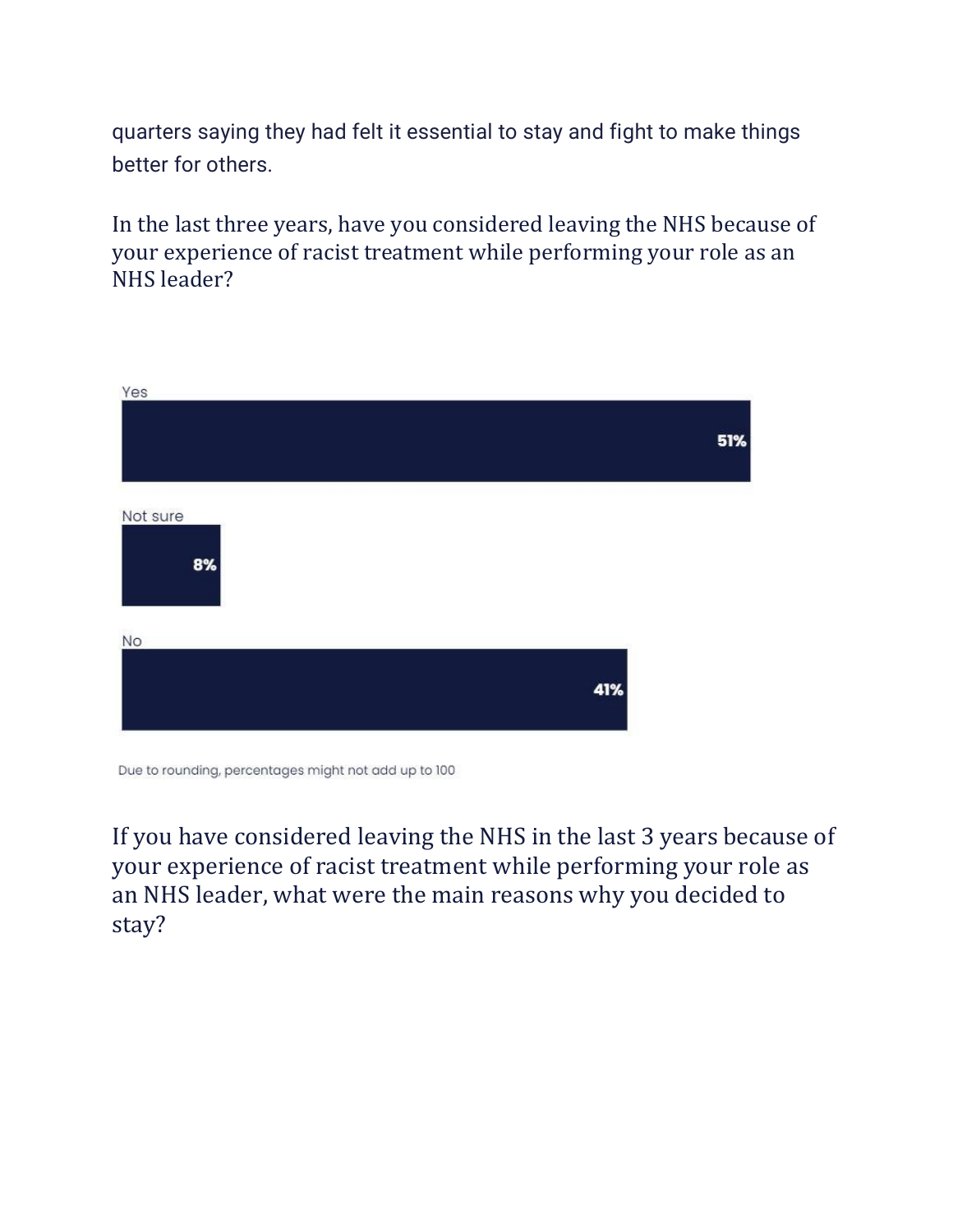quarters saying they had felt it essential to stay and fight to make things better for others.

In the last three years, have you considered leaving the NHS because of your experience of racist treatment while performing your role as an NHS leader?

| Response | Percentage |
| --- | --- |
| Yes | 51% |
| Not sure | 8% |
| No | 41% |

Due to rounding, percentages might not add up to 100

If you have considered leaving the NHS in the last 3 years because of your experience of racist treatment while performing your role as an NHS leader, what were the main reasons why you decided to stay?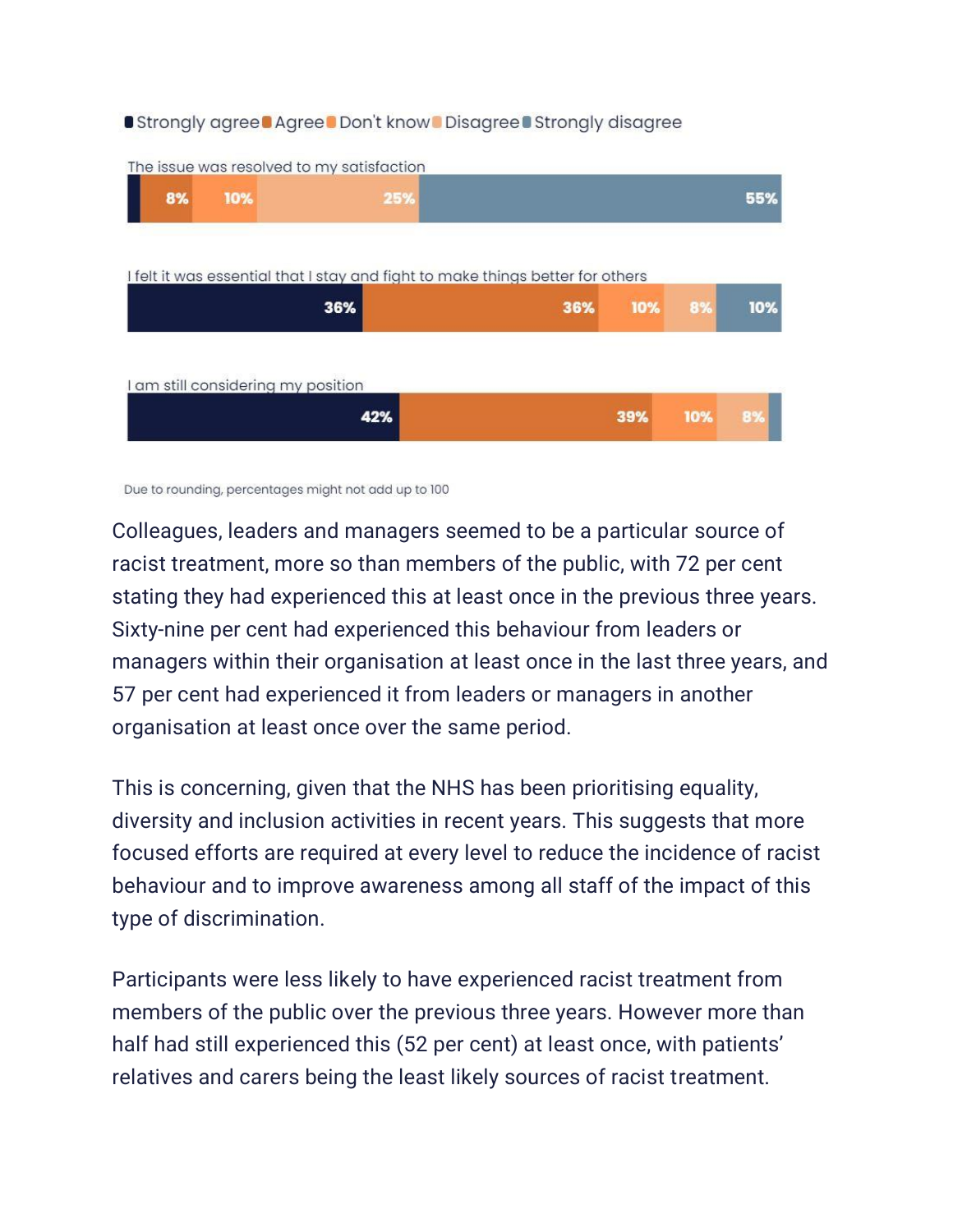Strongly agree | Agree | Don't know | Disagree | Strongly disagree

| Statement | Strongly agree | Agree | Don't know | Disagree | Strongly disagree |
|---|---|---|---|---|---|
| The issue was resolved to my satisfaction | | 8% | 10% | 25% | 55% |
| I felt it was essential that I stay and fight to make things better for others | 36% | 36% | 10% | 8% | 10% |
| I am still considering my position | 42% | 39% | 10% | 8% | |

Due to rounding, percentages might not add up to 100

Colleagues, leaders and managers seemed to be a particular source of racist treatment, more so than members of the public, with 72 per cent stating they had experienced this at least once in the previous three years. Sixty-nine per cent had experienced this behaviour from leaders or managers within their organisation at least once in the last three years, and 57 per cent had experienced it from leaders or managers in another organisation at least once over the same period.

This is concerning, given that the NHS has been prioritising equality, diversity and inclusion activities in recent years. This suggests that more focused efforts are required at every level to reduce the incidence of racist behaviour and to improve awareness among all staff of the impact of this type of discrimination.

Participants were less likely to have experienced racist treatment from members of the public over the previous three years. However more than half had still experienced this (52 per cent) at least once, with patients' relatives and carers being the least likely sources of racist treatment.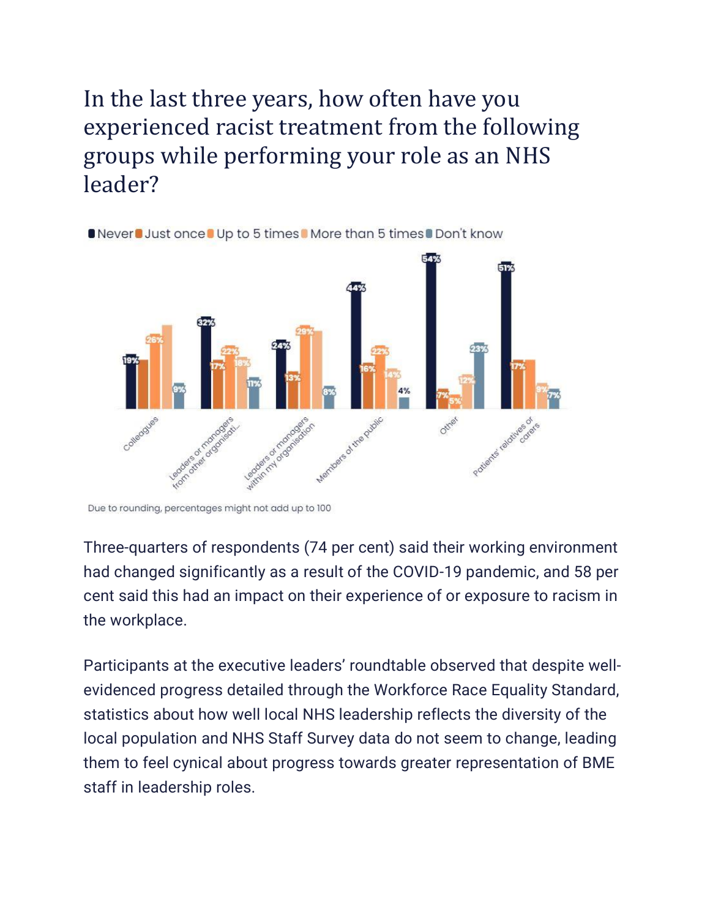## In the last three years, how often have you experienced racist treatment from the following groups while performing your role as an NHS leader?

Never | Just once | Up to 5 times | More than 5 times | Don't know

| Group | Never | Just once | Up to 5 times | More than 5 times | Don't know |
|---|---|---|---|---|---|
| Colleagues | 19% | | 26% | | 9% |
| Leaders or managers from other organisati... | 32% | 17% | 22% | 18% | 11% |
| Leaders or managers within my organisation | 24% | 13% | 29% | | 8% |
| Members of the public | 44% | 16% | 22% | 14% | 4% |
| Other | 54% | 7% | 5% | 12% | 23% |
| Patients' relatives or carers | 51% | 17% | | 9% | 7% |

Due to rounding, percentages might not add up to 100

Three-quarters of respondents (74 per cent) said their working environment had changed significantly as a result of the COVID-19 pandemic, and 58 per cent said this had an impact on their experience of or exposure to racism in the workplace.

Participants at the executive leaders' roundtable observed that despite well-evidenced progress detailed through the Workforce Race Equality Standard, statistics about how well local NHS leadership reflects the diversity of the local population and NHS Staff Survey data do not seem to change, leading them to feel cynical about progress towards greater representation of BME staff in leadership roles.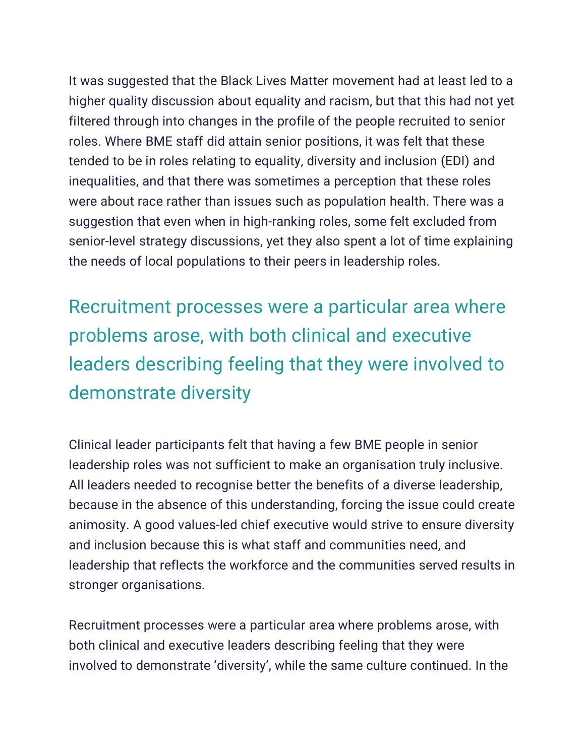It was suggested that the Black Lives Matter movement had at least led to a higher quality discussion about equality and racism, but that this had not yet filtered through into changes in the profile of the people recruited to senior roles. Where BME staff did attain senior positions, it was felt that these tended to be in roles relating to equality, diversity and inclusion (EDI) and inequalities, and that there was sometimes a perception that these roles were about race rather than issues such as population health. There was a suggestion that even when in high-ranking roles, some felt excluded from senior-level strategy discussions, yet they also spent a lot of time explaining the needs of local populations to their peers in leadership roles.

> Recruitment processes were a particular area where problems arose, with both clinical and executive leaders describing feeling that they were involved to demonstrate diversity

Clinical leader participants felt that having a few BME people in senior leadership roles was not sufficient to make an organisation truly inclusive. All leaders needed to recognise better the benefits of a diverse leadership, because in the absence of this understanding, forcing the issue could create animosity. A good values-led chief executive would strive to ensure diversity and inclusion because this is what staff and communities need, and leadership that reflects the workforce and the communities served results in stronger organisations.

Recruitment processes were a particular area where problems arose, with both clinical and executive leaders describing feeling that they were involved to demonstrate 'diversity', while the same culture continued. In the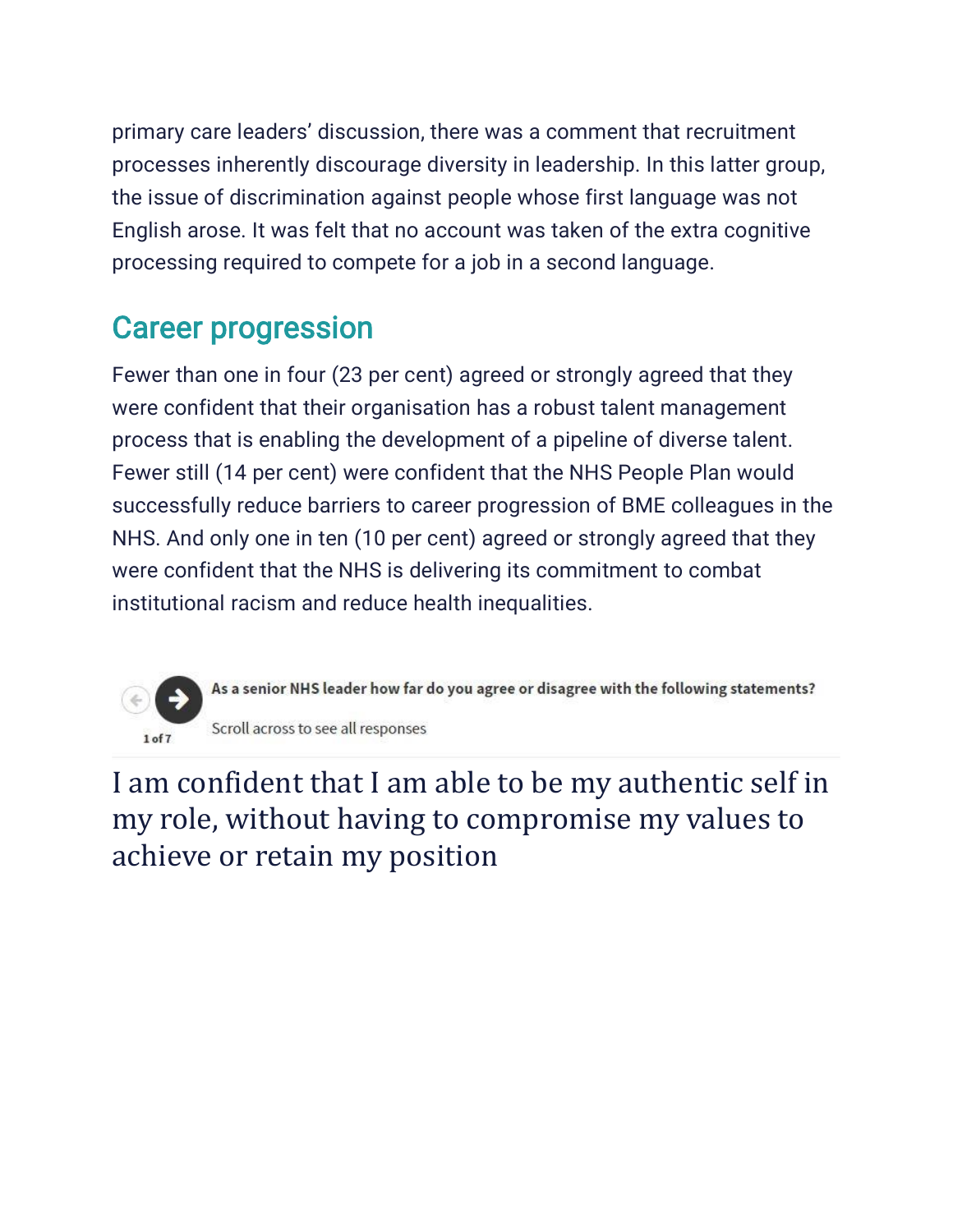primary care leaders' discussion, there was a comment that recruitment processes inherently discourage diversity in leadership. In this latter group, the issue of discrimination against people whose first language was not English arose. It was felt that no account was taken of the extra cognitive processing required to compete for a job in a second language.

## Career progression

Fewer than one in four (23 per cent) agreed or strongly agreed that they were confident that their organisation has a robust talent management process that is enabling the development of a pipeline of diverse talent. Fewer still (14 per cent) were confident that the NHS People Plan would successfully reduce barriers to career progression of BME colleagues in the NHS. And only one in ten (10 per cent) agreed or strongly agreed that they were confident that the NHS is delivering its commitment to combat institutional racism and reduce health inequalities.

1 of 7

**As a senior NHS leader how far do you agree or disagree with the following statements?**

Scroll across to see all responses

I am confident that I am able to be my authentic self in my role, without having to compromise my values to achieve or retain my position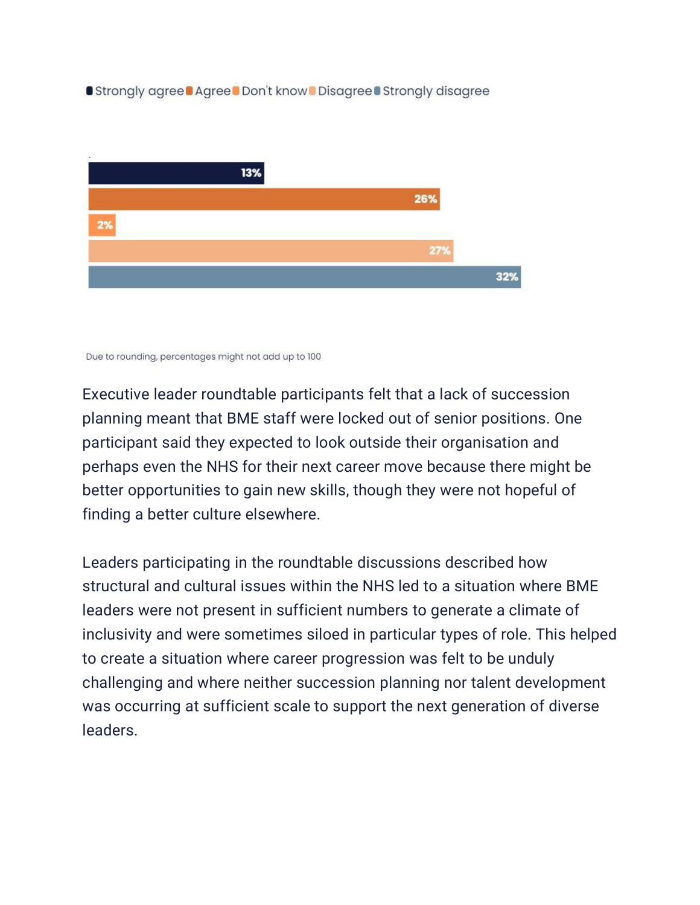Strongly agree | Agree | Don't know | Disagree | Strongly disagree

| Response | Percentage |
| --- | --- |
| Strongly agree | 13% |
| Agree | 26% |
| Don't know | 2% |
| Disagree | 27% |
| Strongly disagree | 32% |

Due to rounding, percentages might not add up to 100

Executive leader roundtable participants felt that a lack of succession planning meant that BME staff were locked out of senior positions. One participant said they expected to look outside their organisation and perhaps even the NHS for their next career move because there might be better opportunities to gain new skills, though they were not hopeful of finding a better culture elsewhere.

Leaders participating in the roundtable discussions described how structural and cultural issues within the NHS led to a situation where BME leaders were not present in sufficient numbers to generate a climate of inclusivity and were sometimes siloed in particular types of role. This helped to create a situation where career progression was felt to be unduly challenging and where neither succession planning nor talent development was occurring at sufficient scale to support the next generation of diverse leaders.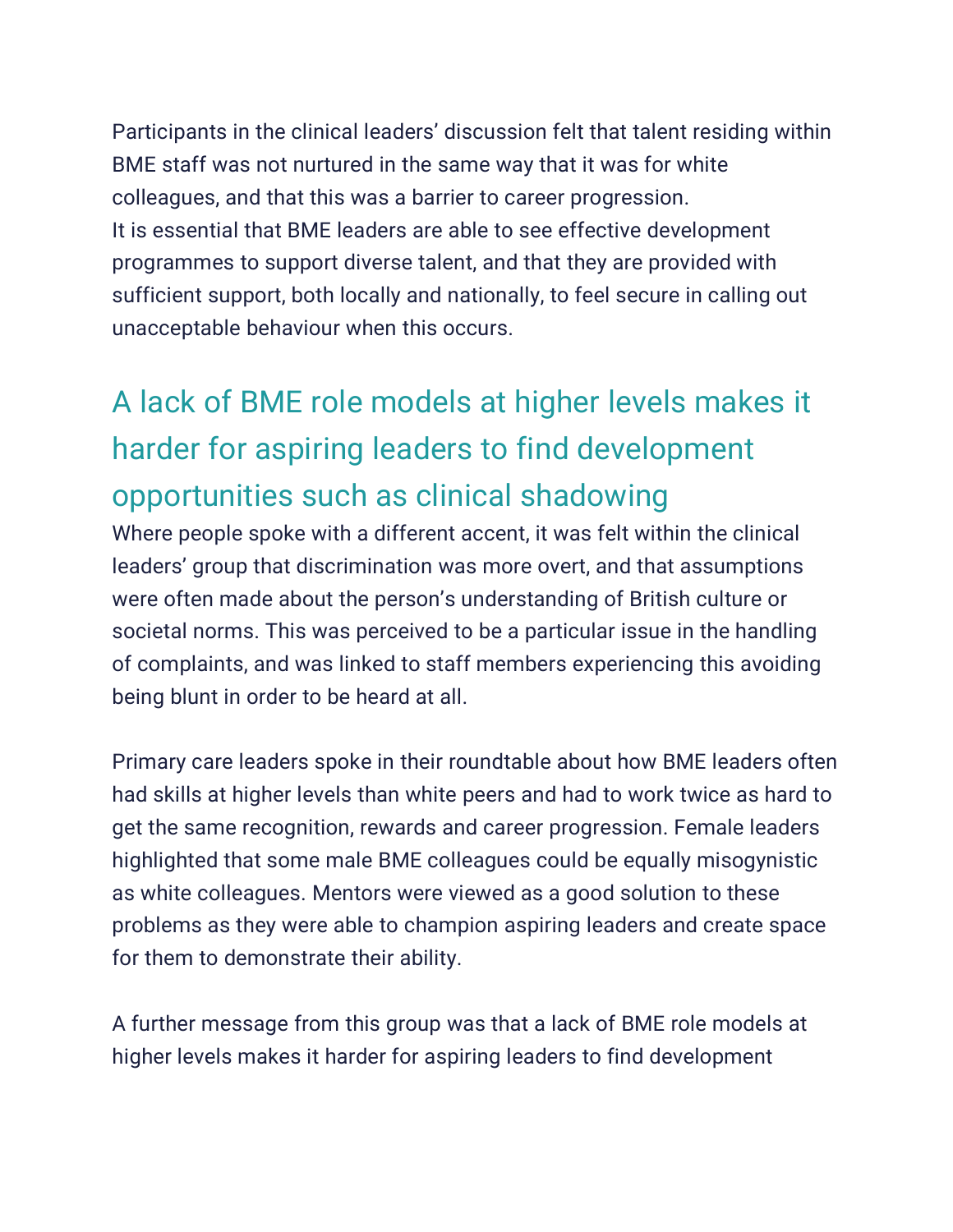Participants in the clinical leaders' discussion felt that talent residing within BME staff was not nurtured in the same way that it was for white colleagues, and that this was a barrier to career progression.
It is essential that BME leaders are able to see effective development programmes to support diverse talent, and that they are provided with sufficient support, both locally and nationally, to feel secure in calling out unacceptable behaviour when this occurs.

## A lack of BME role models at higher levels makes it harder for aspiring leaders to find development opportunities such as clinical shadowing

Where people spoke with a different accent, it was felt within the clinical leaders' group that discrimination was more overt, and that assumptions were often made about the person's understanding of British culture or societal norms. This was perceived to be a particular issue in the handling of complaints, and was linked to staff members experiencing this avoiding being blunt in order to be heard at all.

Primary care leaders spoke in their roundtable about how BME leaders often had skills at higher levels than white peers and had to work twice as hard to get the same recognition, rewards and career progression. Female leaders highlighted that some male BME colleagues could be equally misogynistic as white colleagues. Mentors were viewed as a good solution to these problems as they were able to champion aspiring leaders and create space for them to demonstrate their ability.

A further message from this group was that a lack of BME role models at higher levels makes it harder for aspiring leaders to find development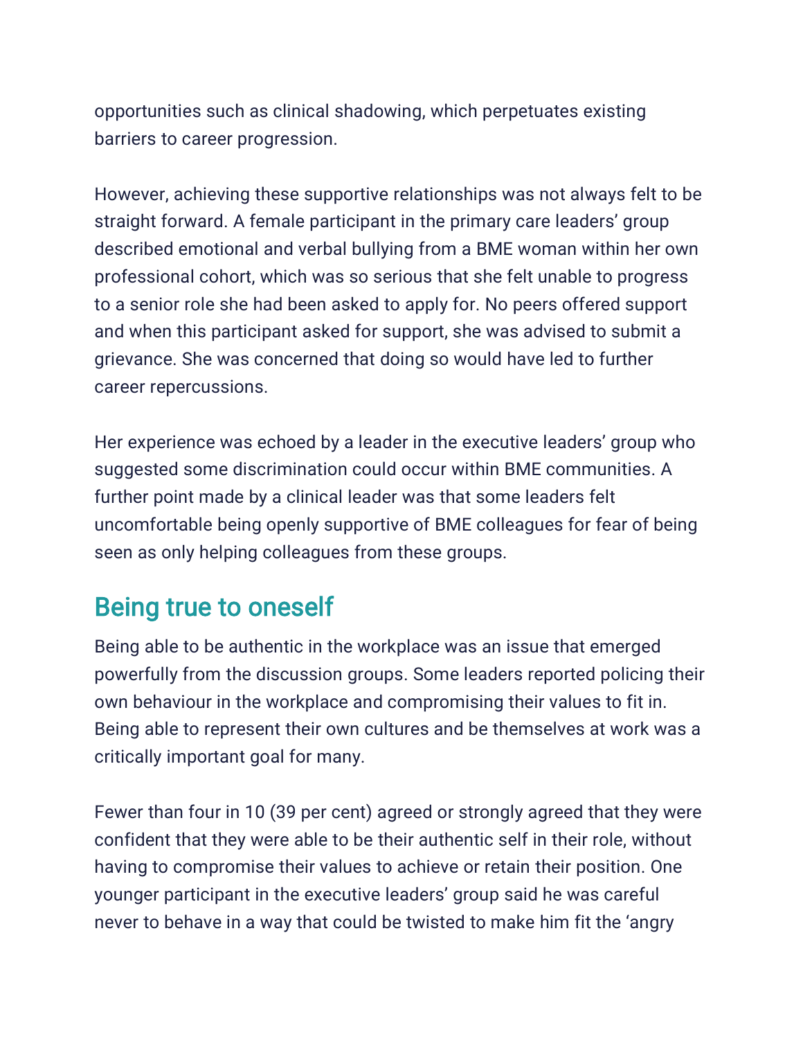opportunities such as clinical shadowing, which perpetuates existing barriers to career progression.

However, achieving these supportive relationships was not always felt to be straight forward. A female participant in the primary care leaders' group described emotional and verbal bullying from a BME woman within her own professional cohort, which was so serious that she felt unable to progress to a senior role she had been asked to apply for. No peers offered support and when this participant asked for support, she was advised to submit a grievance. She was concerned that doing so would have led to further career repercussions.

Her experience was echoed by a leader in the executive leaders' group who suggested some discrimination could occur within BME communities. A further point made by a clinical leader was that some leaders felt uncomfortable being openly supportive of BME colleagues for fear of being seen as only helping colleagues from these groups.

## Being true to oneself

Being able to be authentic in the workplace was an issue that emerged powerfully from the discussion groups. Some leaders reported policing their own behaviour in the workplace and compromising their values to fit in. Being able to represent their own cultures and be themselves at work was a critically important goal for many.

Fewer than four in 10 (39 per cent) agreed or strongly agreed that they were confident that they were able to be their authentic self in their role, without having to compromise their values to achieve or retain their position. One younger participant in the executive leaders' group said he was careful never to behave in a way that could be twisted to make him fit the 'angry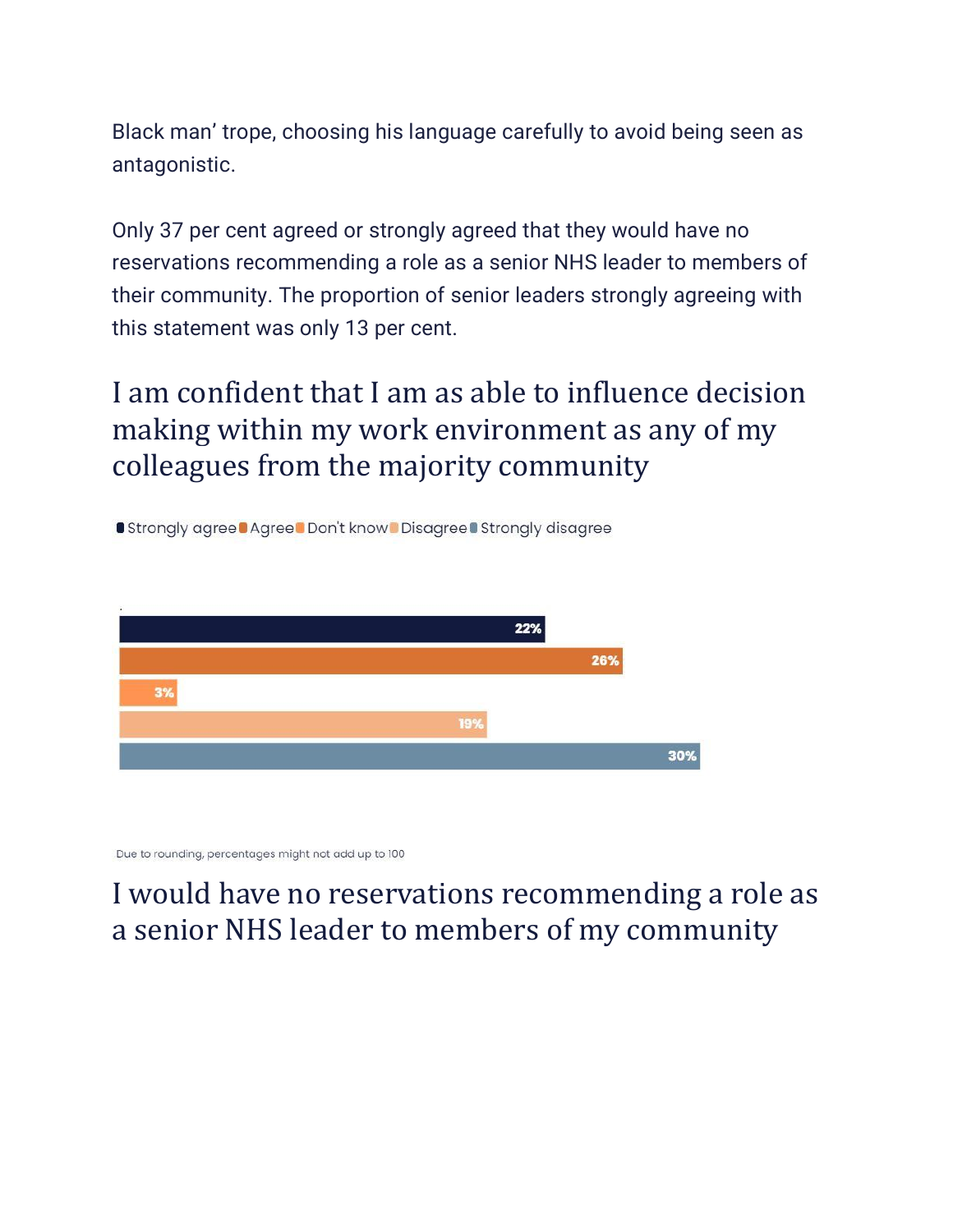Black man' trope, choosing his language carefully to avoid being seen as antagonistic.

Only 37 per cent agreed or strongly agreed that they would have no reservations recommending a role as a senior NHS leader to members of their community. The proportion of senior leaders strongly agreeing with this statement was only 13 per cent.

## I am confident that I am as able to influence decision making within my work environment as any of my colleagues from the majority community

| Response | Percentage |
| --- | --- |
| Strongly agree | 22% |
| Agree | 26% |
| Don't know | 3% |
| Disagree | 19% |
| Strongly disagree | 30% |

Due to rounding, percentages might not add up to 100

## I would have no reservations recommending a role as a senior NHS leader to members of my community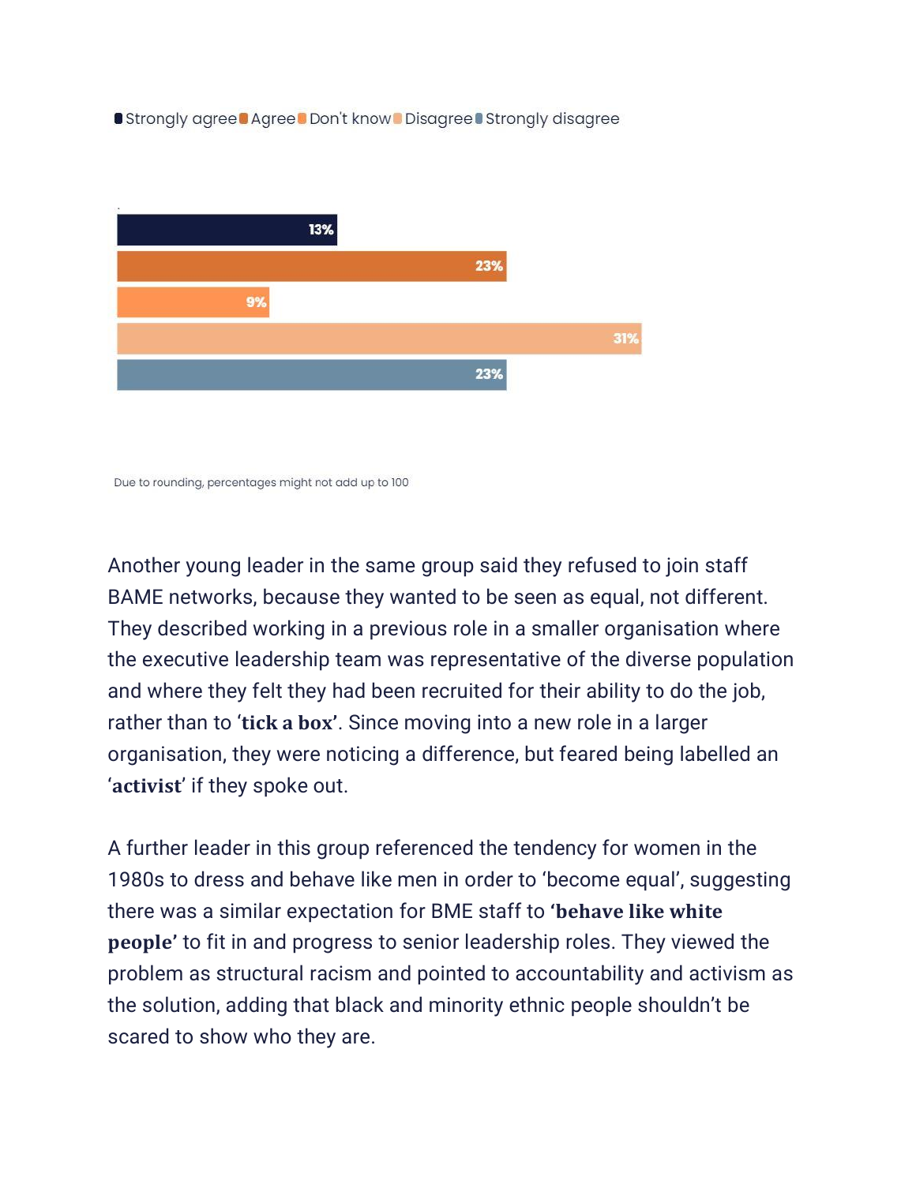Strongly agree | Agree | Don't know | Disagree | Strongly disagree

| Response | Percentage |
| --- | --- |
| Strongly agree | 13% |
| Agree | 23% |
| Don't know | 9% |
| Disagree | 31% |
| Strongly disagree | 23% |

Due to rounding, percentages might not add up to 100

Another young leader in the same group said they refused to join staff BAME networks, because they wanted to be seen as equal, not different. They described working in a previous role in a smaller organisation where the executive leadership team was representative of the diverse population and where they felt they had been recruited for their ability to do the job, rather than to '**tick a box**'. Since moving into a new role in a larger organisation, they were noticing a difference, but feared being labelled an '**activist**' if they spoke out.

A further leader in this group referenced the tendency for women in the 1980s to dress and behave like men in order to 'become equal', suggesting there was a similar expectation for BME staff to **'behave like white people'** to fit in and progress to senior leadership roles. They viewed the problem as structural racism and pointed to accountability and activism as the solution, adding that black and minority ethnic people shouldn't be scared to show who they are.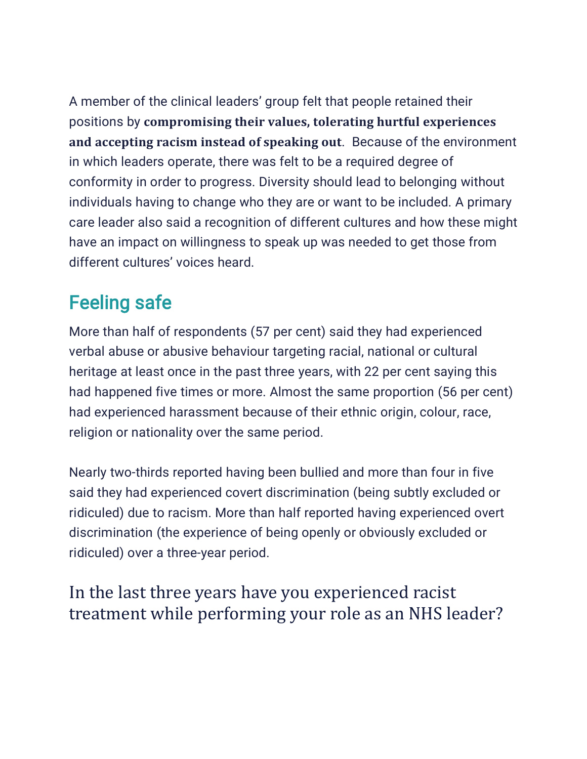A member of the clinical leaders' group felt that people retained their positions by **compromising their values, tolerating hurtful experiences and accepting racism instead of speaking out**. Because of the environment in which leaders operate, there was felt to be a required degree of conformity in order to progress. Diversity should lead to belonging without individuals having to change who they are or want to be included. A primary care leader also said a recognition of different cultures and how these might have an impact on willingness to speak up was needed to get those from different cultures' voices heard.

## Feeling safe

More than half of respondents (57 per cent) said they had experienced verbal abuse or abusive behaviour targeting racial, national or cultural heritage at least once in the past three years, with 22 per cent saying this had happened five times or more. Almost the same proportion (56 per cent) had experienced harassment because of their ethnic origin, colour, race, religion or nationality over the same period.

Nearly two-thirds reported having been bullied and more than four in five said they had experienced covert discrimination (being subtly excluded or ridiculed) due to racism. More than half reported having experienced overt discrimination (the experience of being openly or obviously excluded or ridiculed) over a three-year period.

### In the last three years have you experienced racist treatment while performing your role as an NHS leader?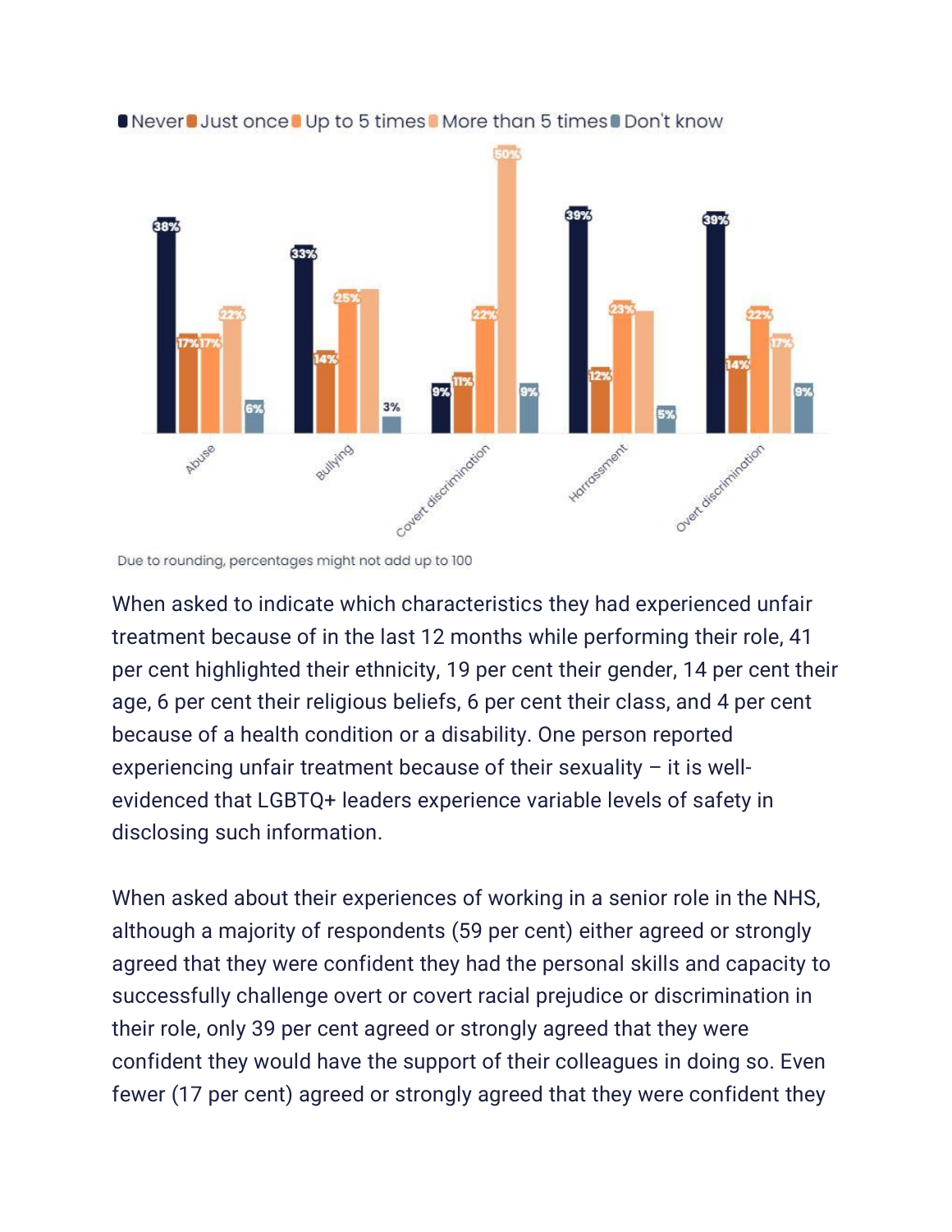| | Never | Just once | Up to 5 times | More than 5 times | Don't know |
|---|---|---|---|---|---|
| Abuse | 38% | 17% | 17% | 22% | 6% |
| Bullying | 33% | 14% | 25% | | 3% |
| Covert discrimination | 9% | 11% | 22% | 50% | 9% |
| Harrassment | 39% | 12% | 23% | | 5% |
| Overt discrimination | 39% | 14% | 22% | 17% | 9% |

Due to rounding, percentages might not add up to 100

When asked to indicate which characteristics they had experienced unfair treatment because of in the last 12 months while performing their role, 41 per cent highlighted their ethnicity, 19 per cent their gender, 14 per cent their age, 6 per cent their religious beliefs, 6 per cent their class, and 4 per cent because of a health condition or a disability. One person reported experiencing unfair treatment because of their sexuality – it is well-evidenced that LGBTQ+ leaders experience variable levels of safety in disclosing such information.

When asked about their experiences of working in a senior role in the NHS, although a majority of respondents (59 per cent) either agreed or strongly agreed that they were confident they had the personal skills and capacity to successfully challenge overt or covert racial prejudice or discrimination in their role, only 39 per cent agreed or strongly agreed that they were confident they would have the support of their colleagues in doing so. Even fewer (17 per cent) agreed or strongly agreed that they were confident they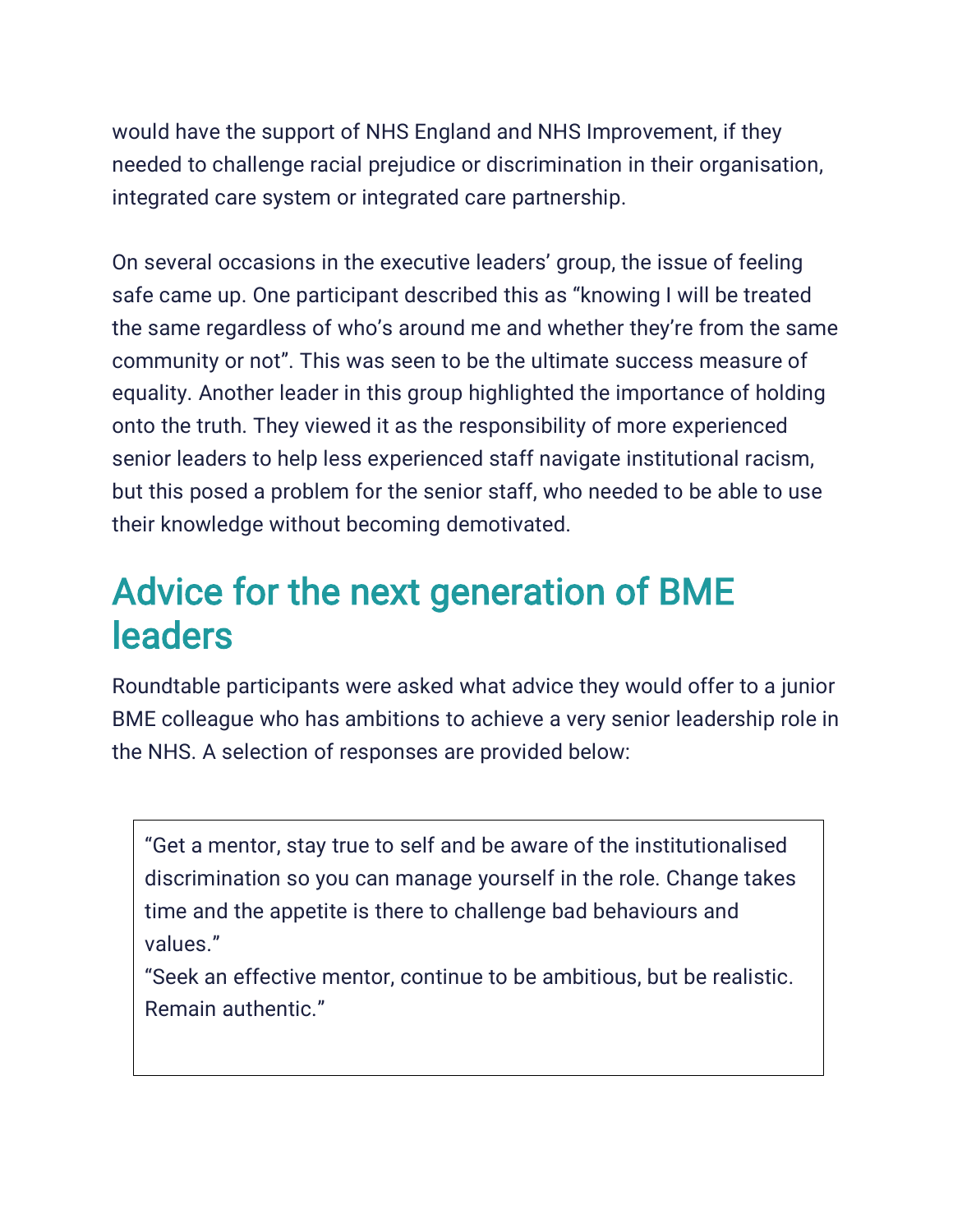would have the support of NHS England and NHS Improvement, if they needed to challenge racial prejudice or discrimination in their organisation, integrated care system or integrated care partnership.

On several occasions in the executive leaders' group, the issue of feeling safe came up. One participant described this as "knowing I will be treated the same regardless of who's around me and whether they're from the same community or not". This was seen to be the ultimate success measure of equality. Another leader in this group highlighted the importance of holding onto the truth. They viewed it as the responsibility of more experienced senior leaders to help less experienced staff navigate institutional racism, but this posed a problem for the senior staff, who needed to be able to use their knowledge without becoming demotivated.

## Advice for the next generation of BME leaders

Roundtable participants were asked what advice they would offer to a junior BME colleague who has ambitions to achieve a very senior leadership role in the NHS. A selection of responses are provided below:

> "Get a mentor, stay true to self and be aware of the institutionalised discrimination so you can manage yourself in the role. Change takes time and the appetite is there to challenge bad behaviours and values."
>
> "Seek an effective mentor, continue to be ambitious, but be realistic. Remain authentic."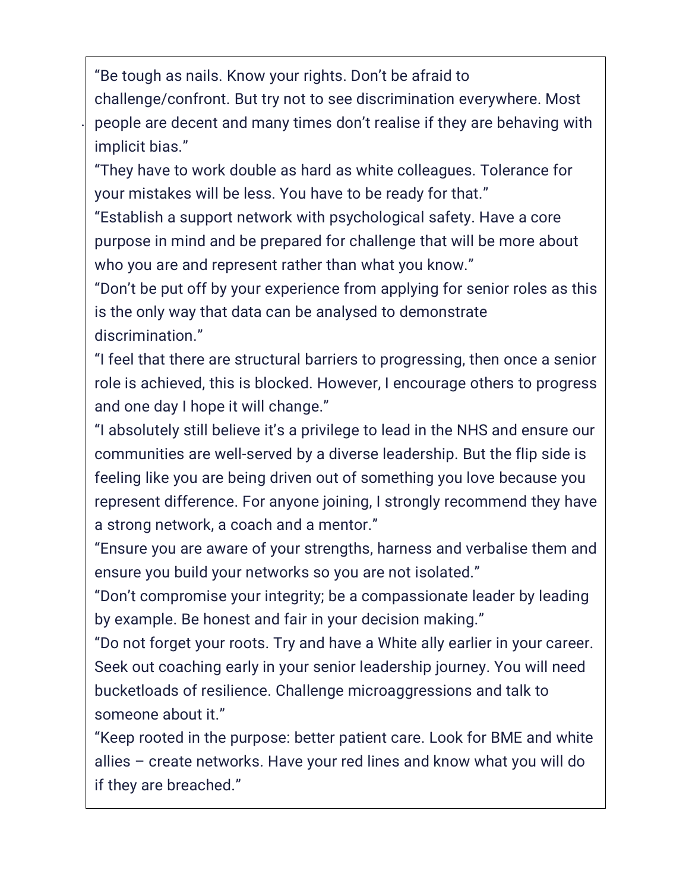"Be tough as nails. Know your rights. Don't be afraid to challenge/confront. But try not to see discrimination everywhere. Most people are decent and many times don't realise if they are behaving with implicit bias."

"They have to work double as hard as white colleagues. Tolerance for your mistakes will be less. You have to be ready for that."

"Establish a support network with psychological safety. Have a core purpose in mind and be prepared for challenge that will be more about who you are and represent rather than what you know."

"Don't be put off by your experience from applying for senior roles as this is the only way that data can be analysed to demonstrate discrimination."

"I feel that there are structural barriers to progressing, then once a senior role is achieved, this is blocked. However, I encourage others to progress and one day I hope it will change."

"I absolutely still believe it's a privilege to lead in the NHS and ensure our communities are well-served by a diverse leadership. But the flip side is feeling like you are being driven out of something you love because you represent difference. For anyone joining, I strongly recommend they have a strong network, a coach and a mentor."

"Ensure you are aware of your strengths, harness and verbalise them and ensure you build your networks so you are not isolated."

"Don't compromise your integrity; be a compassionate leader by leading by example. Be honest and fair in your decision making."

"Do not forget your roots. Try and have a White ally earlier in your career. Seek out coaching early in your senior leadership journey. You will need bucketloads of resilience. Challenge microaggressions and talk to someone about it."

"Keep rooted in the purpose: better patient care. Look for BME and white allies – create networks. Have your red lines and know what you will do if they are breached."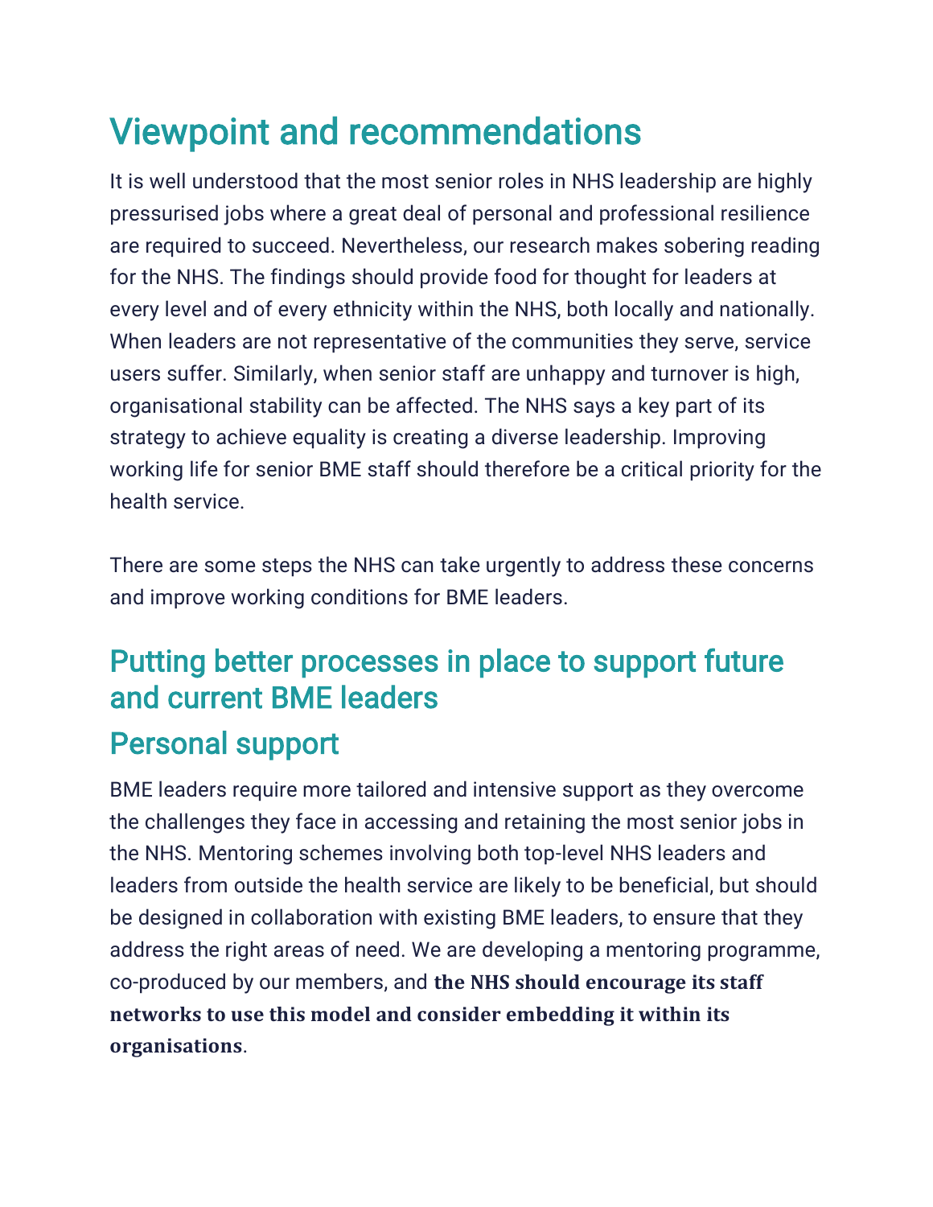# Viewpoint and recommendations

It is well understood that the most senior roles in NHS leadership are highly pressurised jobs where a great deal of personal and professional resilience are required to succeed. Nevertheless, our research makes sobering reading for the NHS. The findings should provide food for thought for leaders at every level and of every ethnicity within the NHS, both locally and nationally. When leaders are not representative of the communities they serve, service users suffer. Similarly, when senior staff are unhappy and turnover is high, organisational stability can be affected. The NHS says a key part of its strategy to achieve equality is creating a diverse leadership. Improving working life for senior BME staff should therefore be a critical priority for the health service.

There are some steps the NHS can take urgently to address these concerns and improve working conditions for BME leaders.

## Putting better processes in place to support future and current BME leaders

## Personal support

BME leaders require more tailored and intensive support as they overcome the challenges they face in accessing and retaining the most senior jobs in the NHS. Mentoring schemes involving both top-level NHS leaders and leaders from outside the health service are likely to be beneficial, but should be designed in collaboration with existing BME leaders, to ensure that they address the right areas of need. We are developing a mentoring programme, co-produced by our members, and **the NHS should encourage its staff networks to use this model and consider embedding it within its organisations**.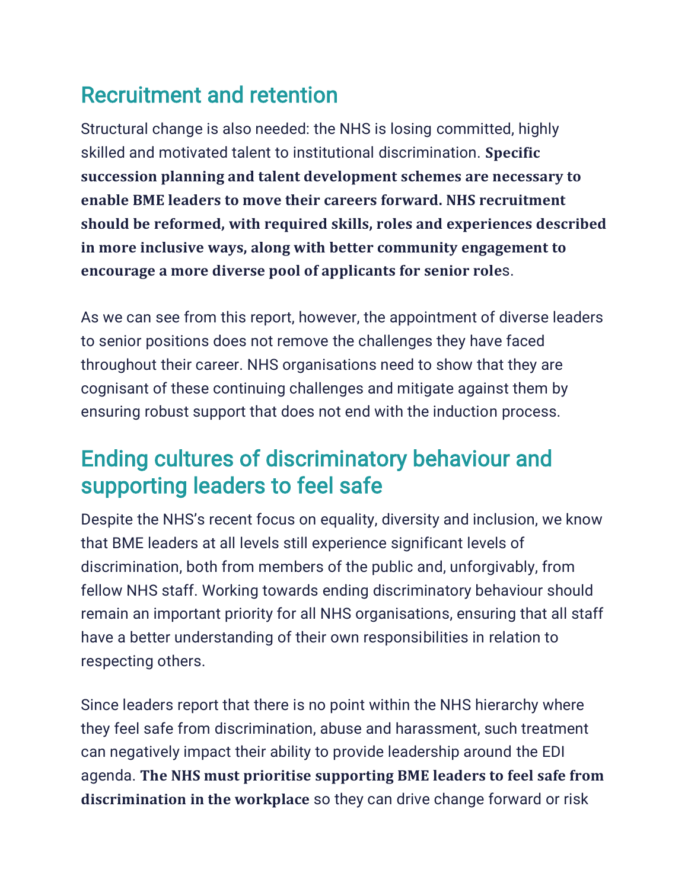## Recruitment and retention

Structural change is also needed: the NHS is losing committed, highly skilled and motivated talent to institutional discrimination. **Specific succession planning and talent development schemes are necessary to enable BME leaders to move their careers forward. NHS recruitment should be reformed, with required skills, roles and experiences described in more inclusive ways, along with better community engagement to encourage a more diverse pool of applicants for senior roles**.

As we can see from this report, however, the appointment of diverse leaders to senior positions does not remove the challenges they have faced throughout their career. NHS organisations need to show that they are cognisant of these continuing challenges and mitigate against them by ensuring robust support that does not end with the induction process.

## Ending cultures of discriminatory behaviour and supporting leaders to feel safe

Despite the NHS's recent focus on equality, diversity and inclusion, we know that BME leaders at all levels still experience significant levels of discrimination, both from members of the public and, unforgivably, from fellow NHS staff. Working towards ending discriminatory behaviour should remain an important priority for all NHS organisations, ensuring that all staff have a better understanding of their own responsibilities in relation to respecting others.

Since leaders report that there is no point within the NHS hierarchy where they feel safe from discrimination, abuse and harassment, such treatment can negatively impact their ability to provide leadership around the EDI agenda. **The NHS must prioritise supporting BME leaders to feel safe from discrimination in the workplace** so they can drive change forward or risk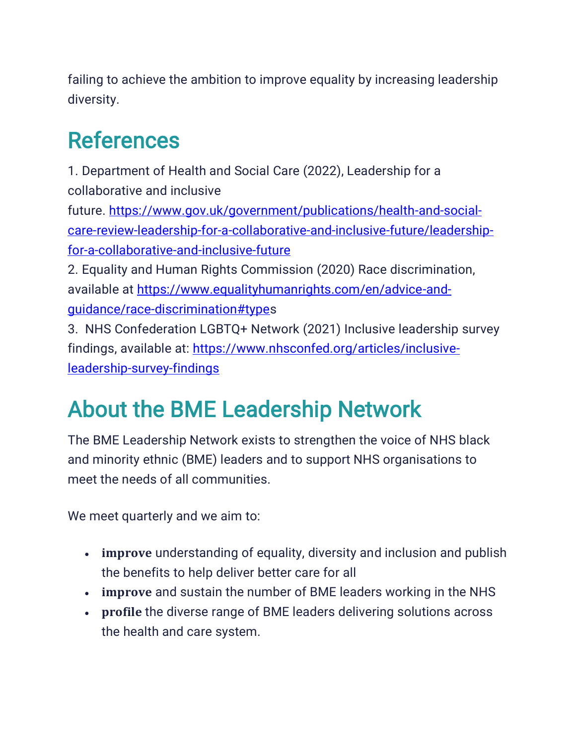failing to achieve the ambition to improve equality by increasing leadership diversity.

## References

1. Department of Health and Social Care (2022), Leadership for a collaborative and inclusive future. https://www.gov.uk/government/publications/health-and-social-care-review-leadership-for-a-collaborative-and-inclusive-future/leadership-for-a-collaborative-and-inclusive-future
2. Equality and Human Rights Commission (2020) Race discrimination, available at https://www.equalityhumanrights.com/en/advice-and-guidance/race-discrimination#types
3. NHS Confederation LGBTQ+ Network (2021) Inclusive leadership survey findings, available at: https://www.nhsconfed.org/articles/inclusive-leadership-survey-findings

## About the BME Leadership Network

The BME Leadership Network exists to strengthen the voice of NHS black and minority ethnic (BME) leaders and to support NHS organisations to meet the needs of all communities.

We meet quarterly and we aim to:

- **improve** understanding of equality, diversity and inclusion and publish the benefits to help deliver better care for all
- **improve** and sustain the number of BME leaders working in the NHS
- **profile** the diverse range of BME leaders delivering solutions across the health and care system.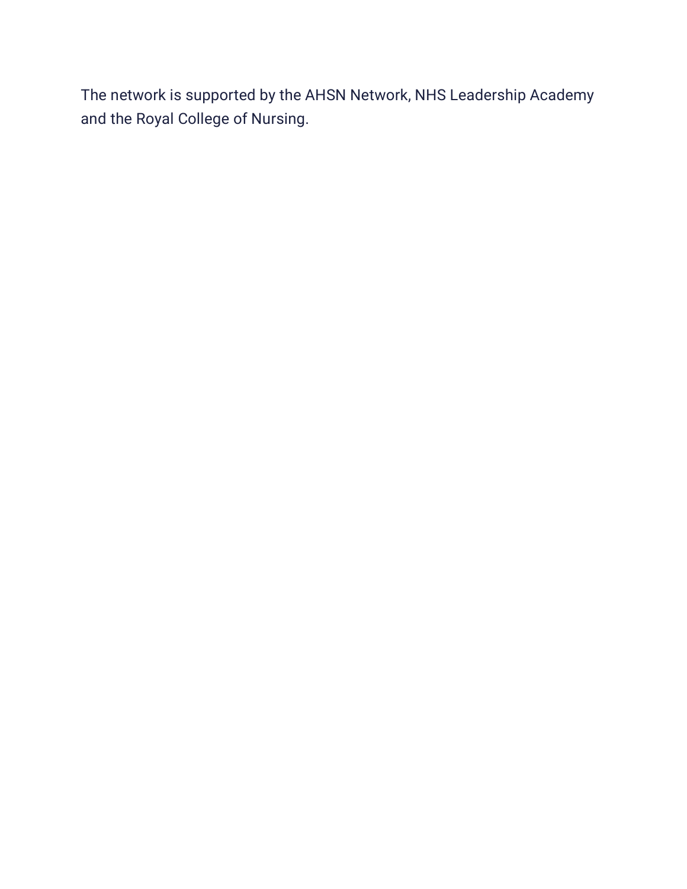The network is supported by the AHSN Network, NHS Leadership Academy and the Royal College of Nursing.